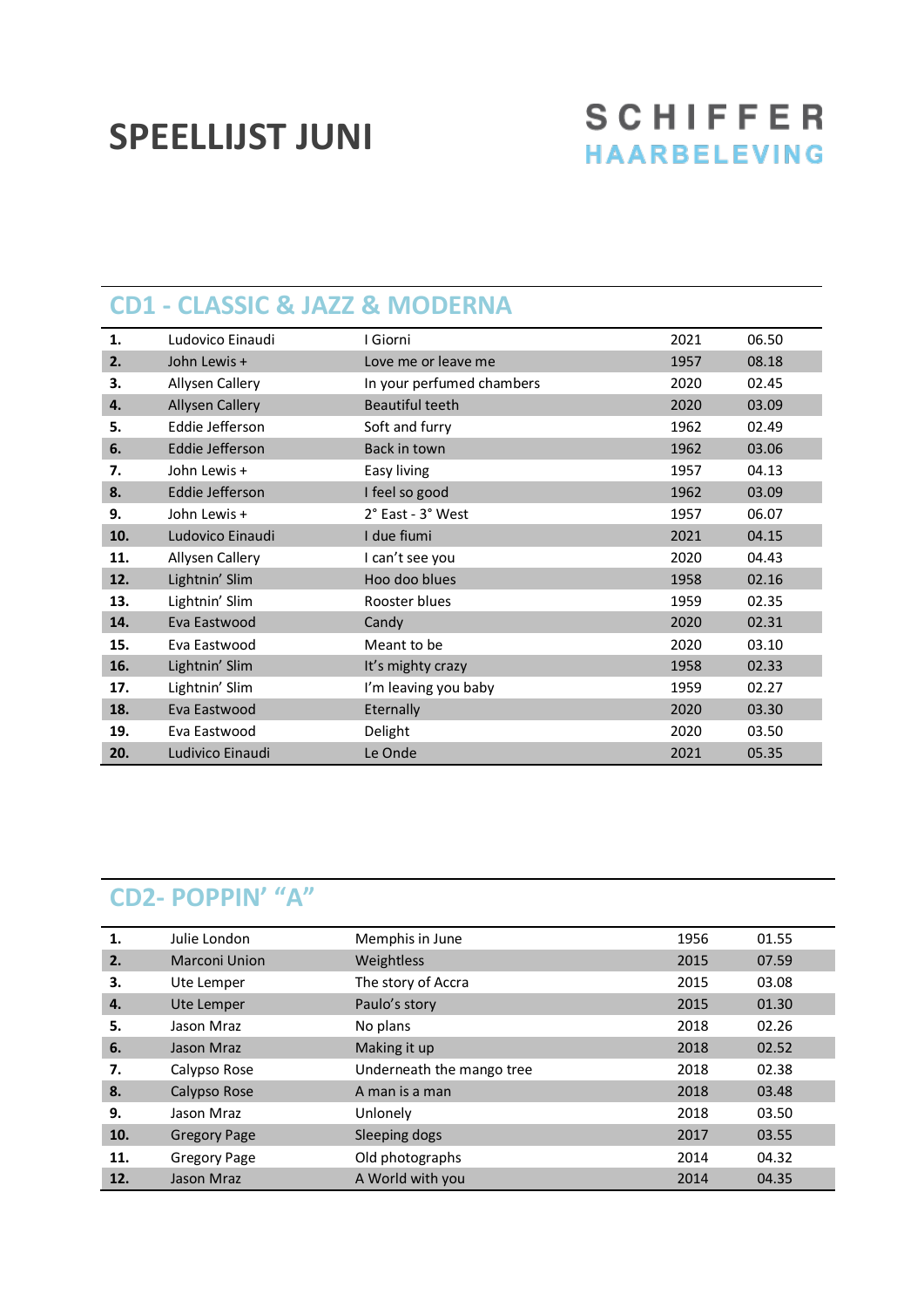# SPEELLIJST JUNI

**SCHIFFER**
**HAARBELEVING**

## CD1 - CLASSIC & JAZZ & MODERNA

| | | | | |
|---|---|---|---|---|
| **1.** | Ludovico Einaudi | I Giorni | 2021 | 06.50 |
| **2.** | John Lewis + | Love me or leave me | 1957 | 08.18 |
| **3.** | Allysen Callery | In your perfumed chambers | 2020 | 02.45 |
| **4.** | Allysen Callery | Beautiful teeth | 2020 | 03.09 |
| **5.** | Eddie Jefferson | Soft and furry | 1962 | 02.49 |
| **6.** | Eddie Jefferson | Back in town | 1962 | 03.06 |
| **7.** | John Lewis + | Easy living | 1957 | 04.13 |
| **8.** | Eddie Jefferson | I feel so good | 1962 | 03.09 |
| **9.** | John Lewis + | 2° East - 3° West | 1957 | 06.07 |
| **10.** | Ludovico Einaudi | I due fiumi | 2021 | 04.15 |
| **11.** | Allysen Callery | I can't see you | 2020 | 04.43 |
| **12.** | Lightnin' Slim | Hoo doo blues | 1958 | 02.16 |
| **13.** | Lightnin' Slim | Rooster blues | 1959 | 02.35 |
| **14.** | Eva Eastwood | Candy | 2020 | 02.31 |
| **15.** | Eva Eastwood | Meant to be | 2020 | 03.10 |
| **16.** | Lightnin' Slim | It's mighty crazy | 1958 | 02.33 |
| **17.** | Lightnin' Slim | I'm leaving you baby | 1959 | 02.27 |
| **18.** | Eva Eastwood | Eternally | 2020 | 03.30 |
| **19.** | Eva Eastwood | Delight | 2020 | 03.50 |
| **20.** | Ludivico Einaudi | Le Onde | 2021 | 05.35 |

## CD2- POPPIN' "A"

| | | | | |
|---|---|---|---|---|
| **1.** | Julie London | Memphis in June | 1956 | 01.55 |
| **2.** | Marconi Union | Weightless | 2015 | 07.59 |
| **3.** | Ute Lemper | The story of Accra | 2015 | 03.08 |
| **4.** | Ute Lemper | Paulo's story | 2015 | 01.30 |
| **5.** | Jason Mraz | No plans | 2018 | 02.26 |
| **6.** | Jason Mraz | Making it up | 2018 | 02.52 |
| **7.** | Calypso Rose | Underneath the mango tree | 2018 | 02.38 |
| **8.** | Calypso Rose | A man is a man | 2018 | 03.48 |
| **9.** | Jason Mraz | Unlonely | 2018 | 03.50 |
| **10.** | Gregory Page | Sleeping dogs | 2017 | 03.55 |
| **11.** | Gregory Page | Old photographs | 2014 | 04.32 |
| **12.** | Jason Mraz | A World with you | 2014 | 04.35 |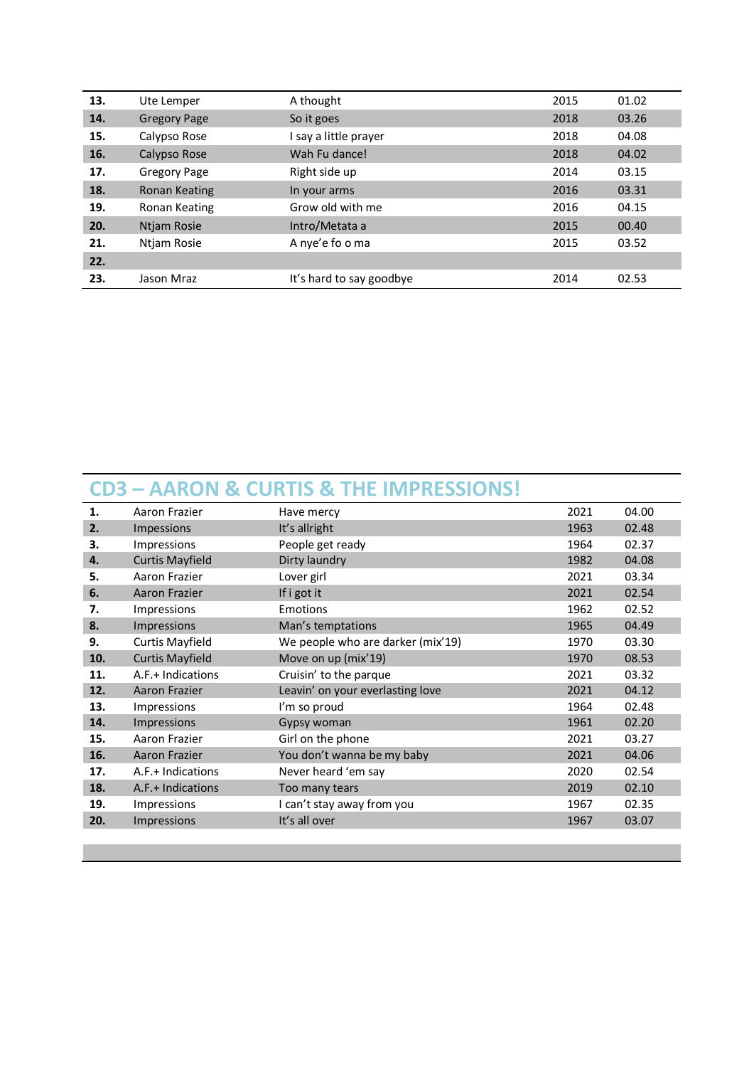| | | | | |
|---|---|---|---|---|
| **13.** | Ute Lemper | A thought | 2015 | 01.02 |
| **14.** | Gregory Page | So it goes | 2018 | 03.26 |
| **15.** | Calypso Rose | I say a little prayer | 2018 | 04.08 |
| **16.** | Calypso Rose | Wah Fu dance! | 2018 | 04.02 |
| **17.** | Gregory Page | Right side up | 2014 | 03.15 |
| **18.** | Ronan Keating | In your arms | 2016 | 03.31 |
| **19.** | Ronan Keating | Grow old with me | 2016 | 04.15 |
| **20.** | Ntjam Rosie | Intro/Metata a | 2015 | 00.40 |
| **21.** | Ntjam Rosie | A nye'e fo o ma | 2015 | 03.52 |
| **22.** | | | | |
| **23.** | Jason Mraz | It's hard to say goodbye | 2014 | 02.53 |

## CD3 – AARON & CURTIS & THE IMPRESSIONS!

| | | | | |
|---|---|---|---|---|
| **1.** | Aaron Frazier | Have mercy | 2021 | 04.00 |
| **2.** | Impressions | It's allright | 1963 | 02.48 |
| **3.** | Impressions | People get ready | 1964 | 02.37 |
| **4.** | Curtis Mayfield | Dirty laundry | 1982 | 04.08 |
| **5.** | Aaron Frazier | Lover girl | 2021 | 03.34 |
| **6.** | Aaron Frazier | If i got it | 2021 | 02.54 |
| **7.** | Impressions | Emotions | 1962 | 02.52 |
| **8.** | Impressions | Man's temptations | 1965 | 04.49 |
| **9.** | Curtis Mayfield | We people who are darker (mix'19) | 1970 | 03.30 |
| **10.** | Curtis Mayfield | Move on up (mix'19) | 1970 | 08.53 |
| **11.** | A.F.+ Indications | Cruisin' to the parque | 2021 | 03.32 |
| **12.** | Aaron Frazier | Leavin' on your everlasting love | 2021 | 04.12 |
| **13.** | Impressions | I'm so proud | 1964 | 02.48 |
| **14.** | Impressions | Gypsy woman | 1961 | 02.20 |
| **15.** | Aaron Frazier | Girl on the phone | 2021 | 03.27 |
| **16.** | Aaron Frazier | You don't wanna be my baby | 2021 | 04.06 |
| **17.** | A.F.+ Indications | Never heard 'em say | 2020 | 02.54 |
| **18.** | A.F.+ Indications | Too many tears | 2019 | 02.10 |
| **19.** | Impressions | I can't stay away from you | 1967 | 02.35 |
| **20.** | Impressions | It's all over | 1967 | 03.07 |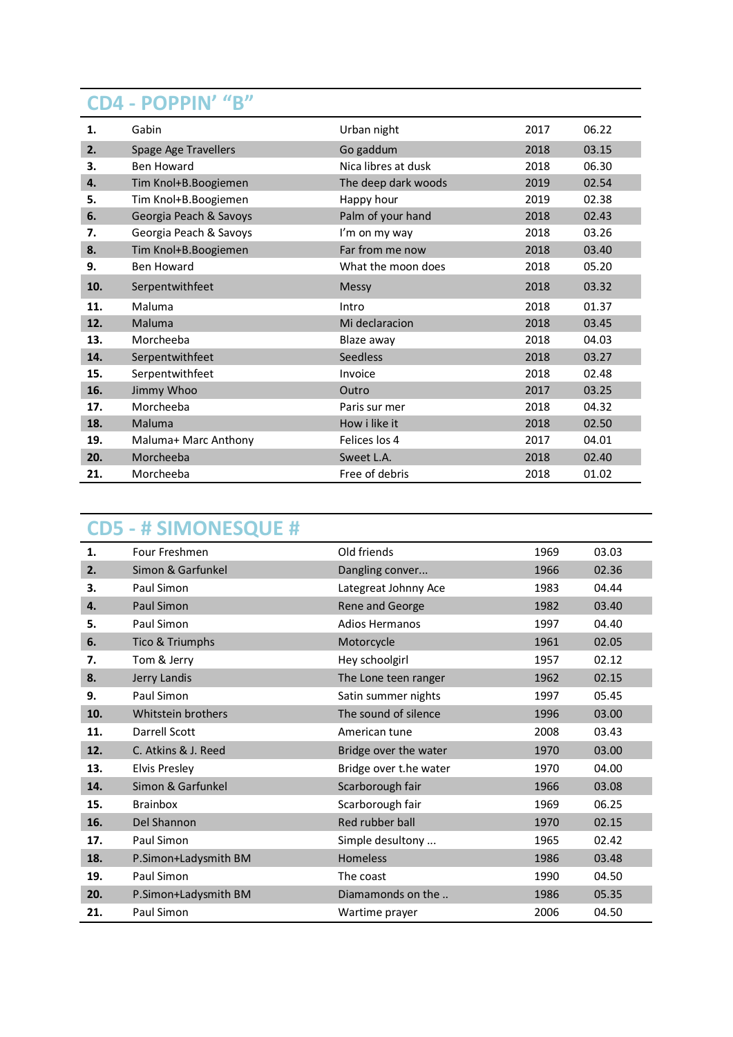## CD4 - POPPIN' "B"

| | | | | |
|---|---|---|---|---|
| **1.** | Gabin | Urban night | 2017 | 06.22 |
| **2.** | Spage Age Travellers | Go gaddum | 2018 | 03.15 |
| **3.** | Ben Howard | Nica libres at dusk | 2018 | 06.30 |
| **4.** | Tim Knol+B.Boogiemen | The deep dark woods | 2019 | 02.54 |
| **5.** | Tim Knol+B.Boogiemen | Happy hour | 2019 | 02.38 |
| **6.** | Georgia Peach & Savoys | Palm of your hand | 2018 | 02.43 |
| **7.** | Georgia Peach & Savoys | I'm on my way | 2018 | 03.26 |
| **8.** | Tim Knol+B.Boogiemen | Far from me now | 2018 | 03.40 |
| **9.** | Ben Howard | What the moon does | 2018 | 05.20 |
| **10.** | Serpentwithfeet | Messy | 2018 | 03.32 |
| **11.** | Maluma | Intro | 2018 | 01.37 |
| **12.** | Maluma | Mi declaracion | 2018 | 03.45 |
| **13.** | Morcheeba | Blaze away | 2018 | 04.03 |
| **14.** | Serpentwithfeet | Seedless | 2018 | 03.27 |
| **15.** | Serpentwithfeet | Invoice | 2018 | 02.48 |
| **16.** | Jimmy Whoo | Outro | 2017 | 03.25 |
| **17.** | Morcheeba | Paris sur mer | 2018 | 04.32 |
| **18.** | Maluma | How i like it | 2018 | 02.50 |
| **19.** | Maluma+ Marc Anthony | Felices los 4 | 2017 | 04.01 |
| **20.** | Morcheeba | Sweet L.A. | 2018 | 02.40 |
| **21.** | Morcheeba | Free of debris | 2018 | 01.02 |

## CD5 - # SIMONESQUE #

| | | | | |
|---|---|---|---|---|
| **1.** | Four Freshmen | Old friends | 1969 | 03.03 |
| **2.** | Simon & Garfunkel | Dangling conver... | 1966 | 02.36 |
| **3.** | Paul Simon | Lategreat Johnny Ace | 1983 | 04.44 |
| **4.** | Paul Simon | Rene and George | 1982 | 03.40 |
| **5.** | Paul Simon | Adios Hermanos | 1997 | 04.40 |
| **6.** | Tico & Triumphs | Motorcycle | 1961 | 02.05 |
| **7.** | Tom & Jerry | Hey schoolgirl | 1957 | 02.12 |
| **8.** | Jerry Landis | The Lone teen ranger | 1962 | 02.15 |
| **9.** | Paul Simon | Satin summer nights | 1997 | 05.45 |
| **10.** | Whitstein brothers | The sound of silence | 1996 | 03.00 |
| **11.** | Darrell Scott | American tune | 2008 | 03.43 |
| **12.** | C. Atkins & J. Reed | Bridge over the water | 1970 | 03.00 |
| **13.** | Elvis Presley | Bridge over t.he water | 1970 | 04.00 |
| **14.** | Simon & Garfunkel | Scarborough fair | 1966 | 03.08 |
| **15.** | Brainbox | Scarborough fair | 1969 | 06.25 |
| **16.** | Del Shannon | Red rubber ball | 1970 | 02.15 |
| **17.** | Paul Simon | Simple desultony ... | 1965 | 02.42 |
| **18.** | P.Simon+Ladysmith BM | Homeless | 1986 | 03.48 |
| **19.** | Paul Simon | The coast | 1990 | 04.50 |
| **20.** | P.Simon+Ladysmith BM | Diamamonds on the .. | 1986 | 05.35 |
| **21.** | Paul Simon | Wartime prayer | 2006 | 04.50 |